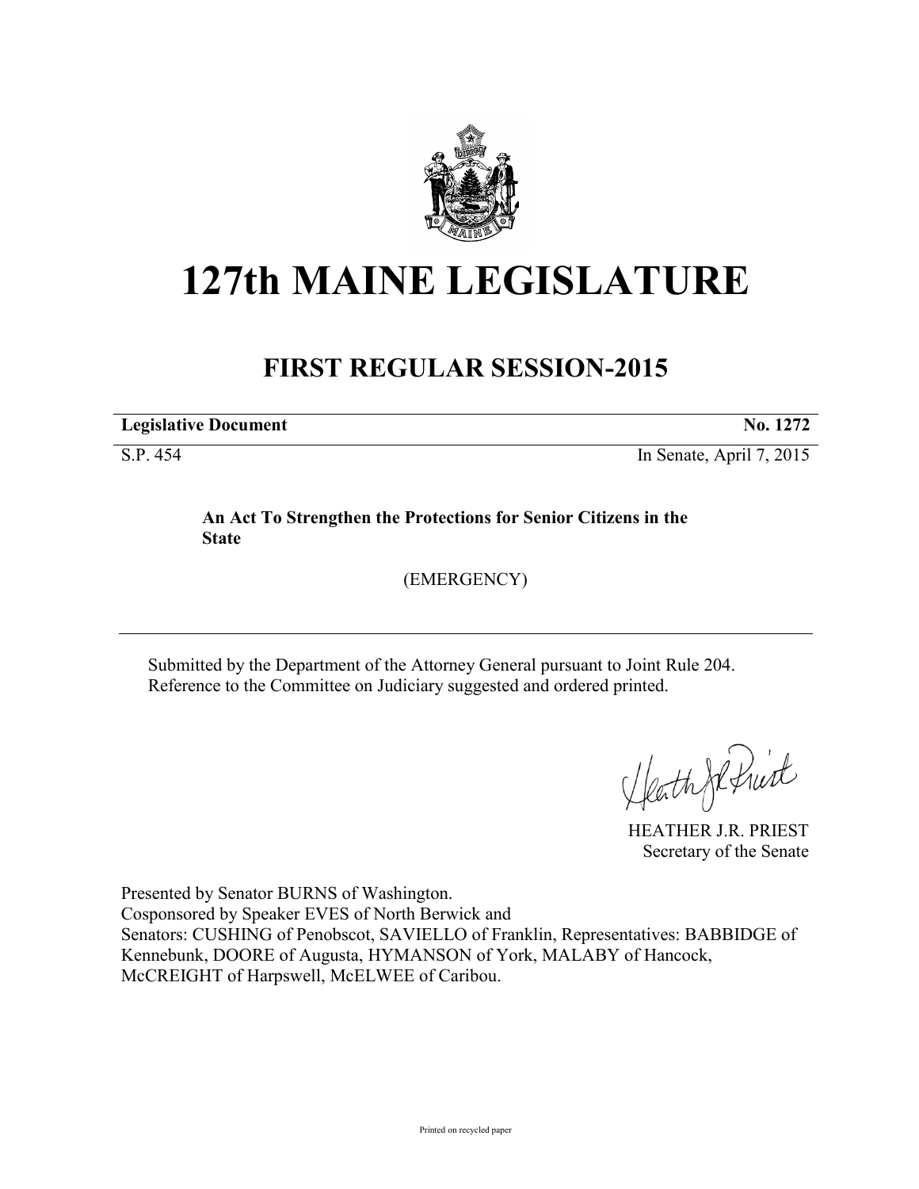# 127th MAINE LEGISLATURE

## FIRST REGULAR SESSION-2015

**Legislative Document** **No. 1272**

S.P. 454 In Senate, April 7, 2015

**An Act To Strengthen the Protections for Senior Citizens in the State**

(EMERGENCY)

---

Submitted by the Department of the Attorney General pursuant to Joint Rule 204.
Reference to the Committee on Judiciary suggested and ordered printed.

HEATHER J.R. PRIEST
Secretary of the Senate

Presented by Senator BURNS of Washington.
Cosponsored by Speaker EVES of North Berwick and
Senators: CUSHING of Penobscot, SAVIELLO of Franklin, Representatives: BABBIDGE of Kennebunk, DOORE of Augusta, HYMANSON of York, MALABY of Hancock, McCREIGHT of Harpswell, McELWEE of Caribou.

Printed on recycled paper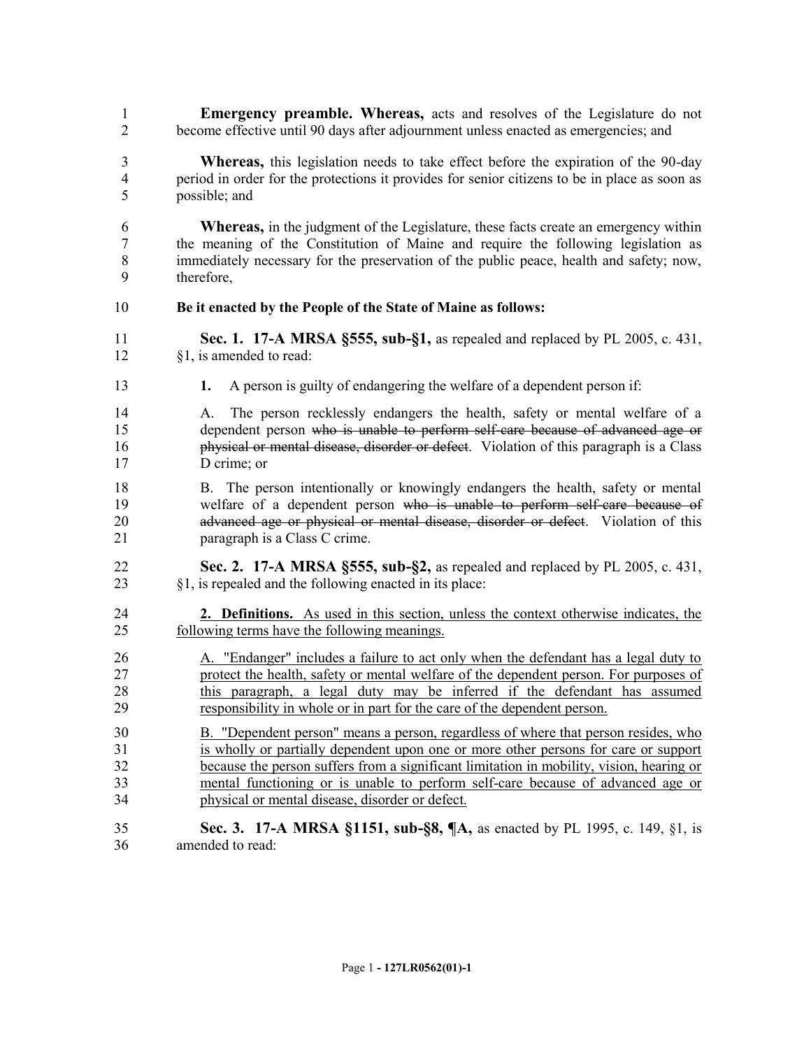**Emergency preamble. Whereas,** acts and resolves of the Legislature do not become effective until 90 days after adjournment unless enacted as emergencies; and

**Whereas,** this legislation needs to take effect before the expiration of the 90-day period in order for the protections it provides for senior citizens to be in place as soon as possible; and

**Whereas,** in the judgment of the Legislature, these facts create an emergency within the meaning of the Constitution of Maine and require the following legislation as immediately necessary for the preservation of the public peace, health and safety; now, therefore,

**Be it enacted by the People of the State of Maine as follows:**

**Sec. 1. 17-A MRSA §555, sub-§1,** as repealed and replaced by PL 2005, c. 431, §1, is amended to read:

**1.** A person is guilty of endangering the welfare of a dependent person if:

A. The person recklessly endangers the health, safety or mental welfare of a dependent person ~~who is unable to perform self-care because of advanced age or physical or mental disease, disorder or defect~~. Violation of this paragraph is a Class D crime; or

B. The person intentionally or knowingly endangers the health, safety or mental welfare of a dependent person ~~who is unable to perform self-care because of advanced age or physical or mental disease, disorder or defect~~. Violation of this paragraph is a Class C crime.

**Sec. 2. 17-A MRSA §555, sub-§2,** as repealed and replaced by PL 2005, c. 431, §1, is repealed and the following enacted in its place:

<u>**2. Definitions.** As used in this section, unless the context otherwise indicates, the following terms have the following meanings.</u>

<u>A. "Endanger" includes a failure to act only when the defendant has a legal duty to protect the health, safety or mental welfare of the dependent person. For purposes of this paragraph, a legal duty may be inferred if the defendant has assumed responsibility in whole or in part for the care of the dependent person.</u>

<u>B. "Dependent person" means a person, regardless of where that person resides, who is wholly or partially dependent upon one or more other persons for care or support because the person suffers from a significant limitation in mobility, vision, hearing or mental functioning or is unable to perform self-care because of advanced age or physical or mental disease, disorder or defect.</u>

**Sec. 3. 17-A MRSA §1151, sub-§8, ¶A,** as enacted by PL 1995, c. 149, §1, is amended to read: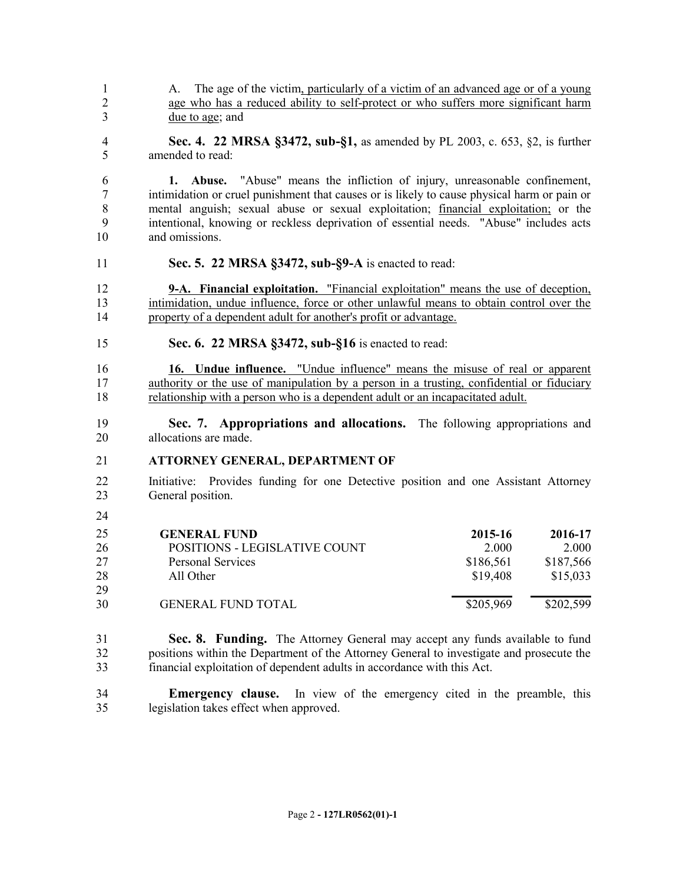A. The age of the victim, particularly of a victim of an advanced age or of a young age who has a reduced ability to self-protect or who suffers more significant harm due to age; and

**Sec. 4. 22 MRSA §3472, sub-§1,** as amended by PL 2003, c. 653, §2, is further amended to read:

**1. Abuse.** "Abuse" means the infliction of injury, unreasonable confinement, intimidation or cruel punishment that causes or is likely to cause physical harm or pain or mental anguish; sexual abuse or sexual exploitation; financial exploitation; or the intentional, knowing or reckless deprivation of essential needs. "Abuse" includes acts and omissions.

**Sec. 5. 22 MRSA §3472, sub-§9-A** is enacted to read:

**9-A. Financial exploitation.** "Financial exploitation" means the use of deception, intimidation, undue influence, force or other unlawful means to obtain control over the property of a dependent adult for another's profit or advantage.

**Sec. 6. 22 MRSA §3472, sub-§16** is enacted to read:

**16. Undue influence.** "Undue influence" means the misuse of real or apparent authority or the use of manipulation by a person in a trusting, confidential or fiduciary relationship with a person who is a dependent adult or an incapacitated adult.

**Sec. 7. Appropriations and allocations.** The following appropriations and allocations are made.

**ATTORNEY GENERAL, DEPARTMENT OF**

Initiative: Provides funding for one Detective position and one Assistant Attorney General position.

| **GENERAL FUND** | **2015-16** | **2016-17** |
|---|---|---|
| POSITIONS - LEGISLATIVE COUNT | 2.000 | 2.000 |
| Personal Services | $186,561 | $187,566 |
| All Other | $19,408 | $15,033 |
| GENERAL FUND TOTAL | $205,969 | $202,599 |

**Sec. 8. Funding.** The Attorney General may accept any funds available to fund positions within the Department of the Attorney General to investigate and prosecute the financial exploitation of dependent adults in accordance with this Act.

**Emergency clause.** In view of the emergency cited in the preamble, this legislation takes effect when approved.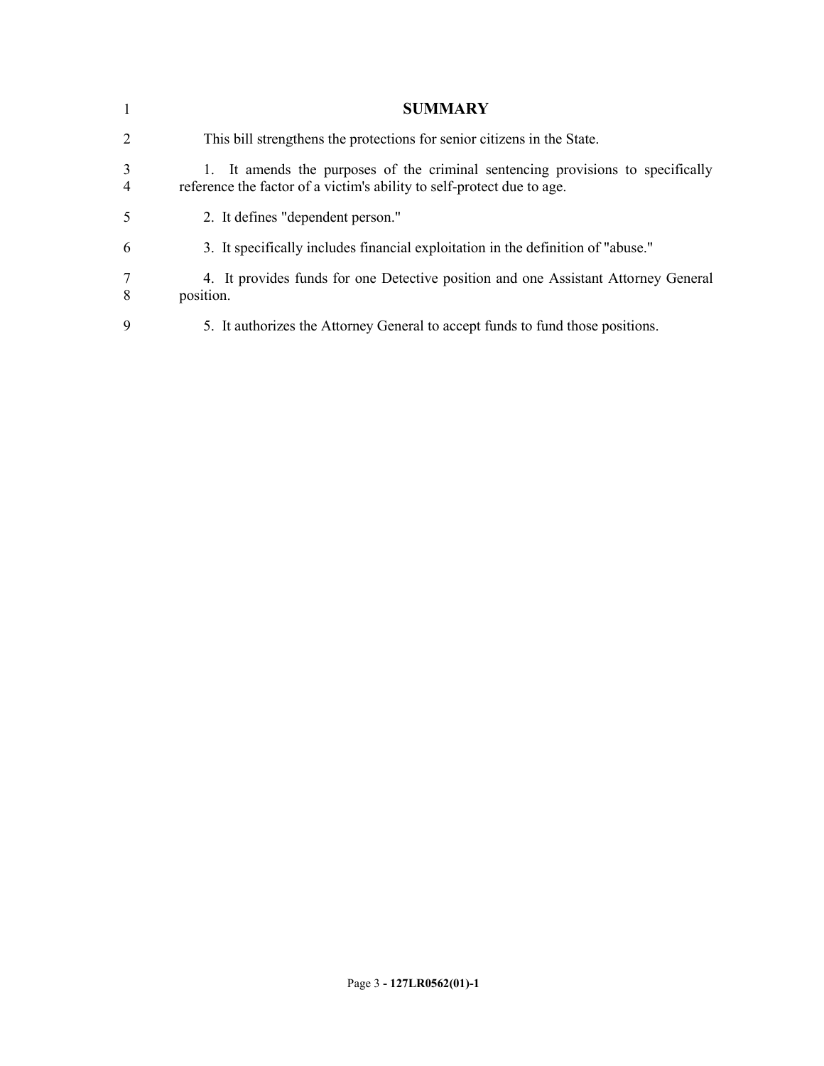## SUMMARY

This bill strengthens the protections for senior citizens in the State.

1. It amends the purposes of the criminal sentencing provisions to specifically reference the factor of a victim's ability to self-protect due to age.

2. It defines "dependent person."

3. It specifically includes financial exploitation in the definition of "abuse."

4. It provides funds for one Detective position and one Assistant Attorney General position.

5. It authorizes the Attorney General to accept funds to fund those positions.